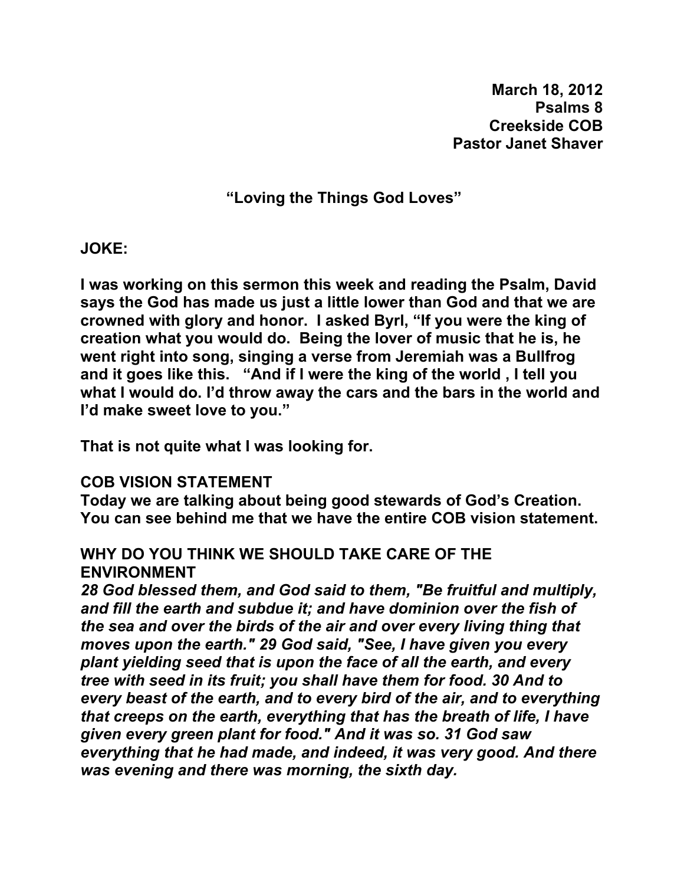**March 18, 2012**
**Psalms 8**
**Creekside COB**
**Pastor Janet Shaver**

# "Loving the Things God Loves"

**JOKE:**

**I was working on this sermon this week and reading the Psalm, David says the God has made us just a little lower than God and that we are crowned with glory and honor. I asked Byrl, "If you were the king of creation what you would do. Being the lover of music that he is, he went right into song, singing a verse from Jeremiah was a Bullfrog and it goes like this. "And if I were the king of the world , I tell you what I would do. I'd throw away the cars and the bars in the world and I'd make sweet love to you."**

**That is not quite what I was looking for.**

**COB VISION STATEMENT**
**Today we are talking about being good stewards of God's Creation. You can see behind me that we have the entire COB vision statement.**

**WHY DO YOU THINK WE SHOULD TAKE CARE OF THE ENVIRONMENT**
***28 God blessed them, and God said to them, "Be fruitful and multiply, and fill the earth and subdue it; and have dominion over the fish of the sea and over the birds of the air and over every living thing that moves upon the earth." 29 God said, "See, I have given you every plant yielding seed that is upon the face of all the earth, and every tree with seed in its fruit; you shall have them for food. 30 And to every beast of the earth, and to every bird of the air, and to everything that creeps on the earth, everything that has the breath of life, I have given every green plant for food." And it was so. 31 God saw everything that he had made, and indeed, it was very good. And there was evening and there was morning, the sixth day.***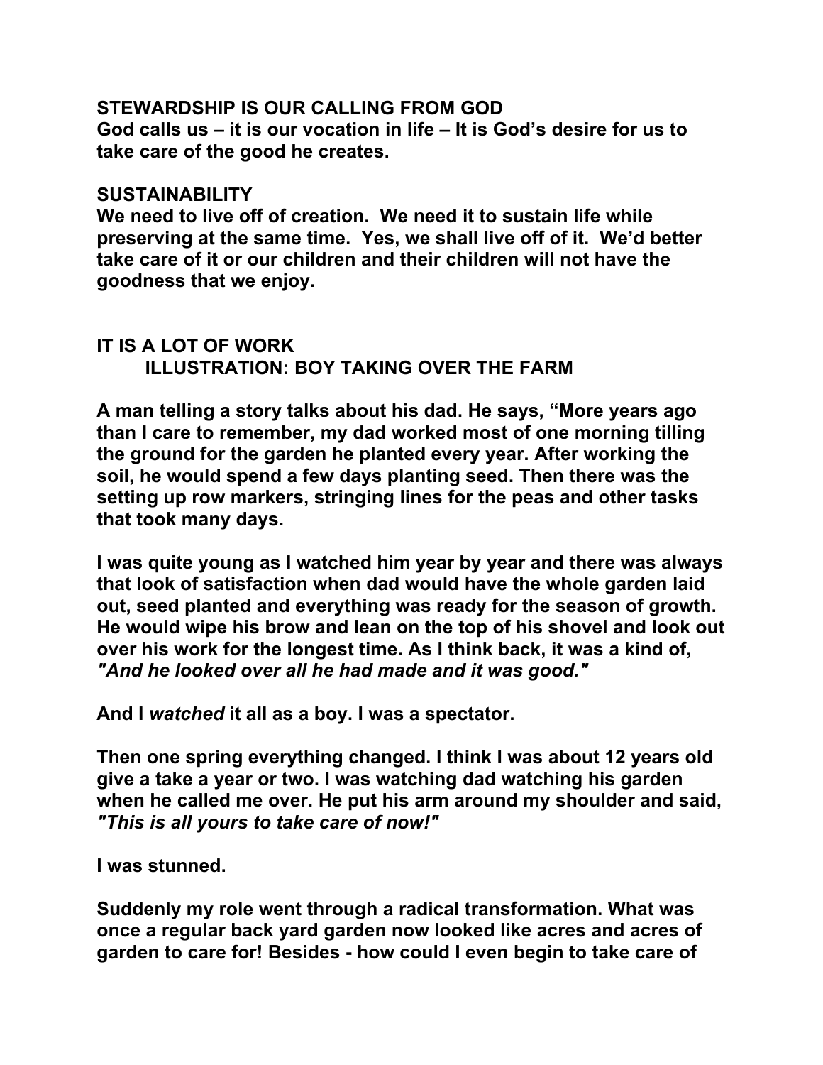**STEWARDSHIP IS OUR CALLING FROM GOD**
**God calls us – it is our vocation in life – It is God's desire for us to take care of the good he creates.**

**SUSTAINABILITY**
**We need to live off of creation. We need it to sustain life while preserving at the same time. Yes, we shall live off of it. We'd better take care of it or our children and their children will not have the goodness that we enjoy.**

**IT IS A LOT OF WORK**
**ILLUSTRATION: BOY TAKING OVER THE FARM**

**A man telling a story talks about his dad. He says, "More years ago than I care to remember, my dad worked most of one morning tilling the ground for the garden he planted every year. After working the soil, he would spend a few days planting seed. Then there was the setting up row markers, stringing lines for the peas and other tasks that took many days.**

**I was quite young as I watched him year by year and there was always that look of satisfaction when dad would have the whole garden laid out, seed planted and everything was ready for the season of growth. He would wipe his brow and lean on the top of his shovel and look out over his work for the longest time. As I think back, it was a kind of, *"And he looked over all he had made and it was good."***

**And I *watched* it all as a boy. I was a spectator.**

**Then one spring everything changed. I think I was about 12 years old give a take a year or two. I was watching dad watching his garden when he called me over. He put his arm around my shoulder and said, *"This is all yours to take care of now!"***

**I was stunned.**

**Suddenly my role went through a radical transformation. What was once a regular back yard garden now looked like acres and acres of garden to care for! Besides - how could I even begin to take care of**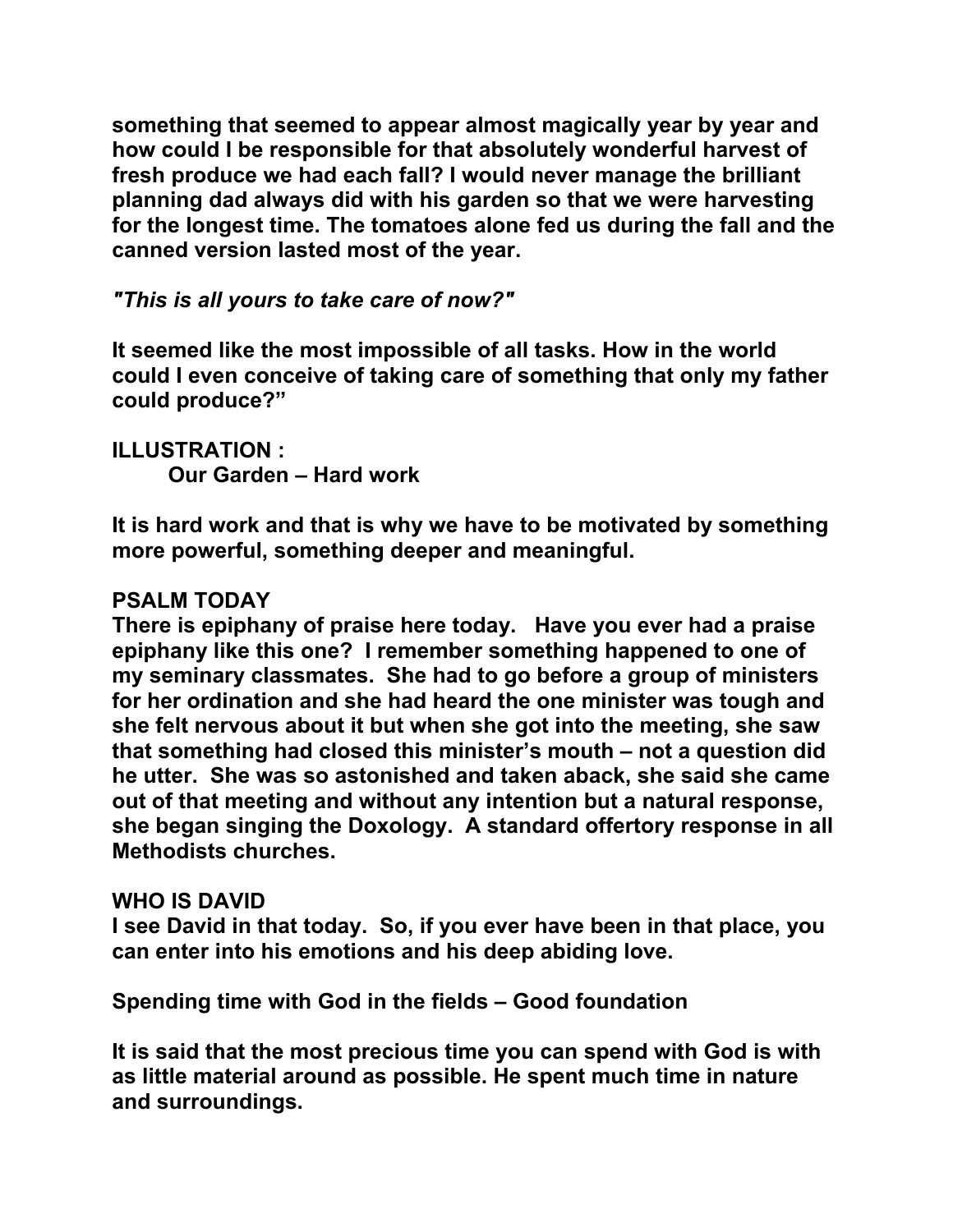**something that seemed to appear almost magically year by year and how could I be responsible for that absolutely wonderful harvest of fresh produce we had each fall? I would never manage the brilliant planning dad always did with his garden so that we were harvesting for the longest time. The tomatoes alone fed us during the fall and the canned version lasted most of the year.**

***"This is all yours to take care of now?"***

**It seemed like the most impossible of all tasks. How in the world could I even conceive of taking care of something that only my father could produce?"**

**ILLUSTRATION :**
**Our Garden – Hard work**

**It is hard work and that is why we have to be motivated by something more powerful, something deeper and meaningful.**

**PSALM TODAY**
**There is epiphany of praise here today. Have you ever had a praise epiphany like this one? I remember something happened to one of my seminary classmates. She had to go before a group of ministers for her ordination and she had heard the one minister was tough and she felt nervous about it but when she got into the meeting, she saw that something had closed this minister's mouth – not a question did he utter. She was so astonished and taken aback, she said she came out of that meeting and without any intention but a natural response, she began singing the Doxology. A standard offertory response in all Methodists churches.**

**WHO IS DAVID**
**I see David in that today. So, if you ever have been in that place, you can enter into his emotions and his deep abiding love.**

**Spending time with God in the fields – Good foundation**

**It is said that the most precious time you can spend with God is with as little material around as possible. He spent much time in nature and surroundings.**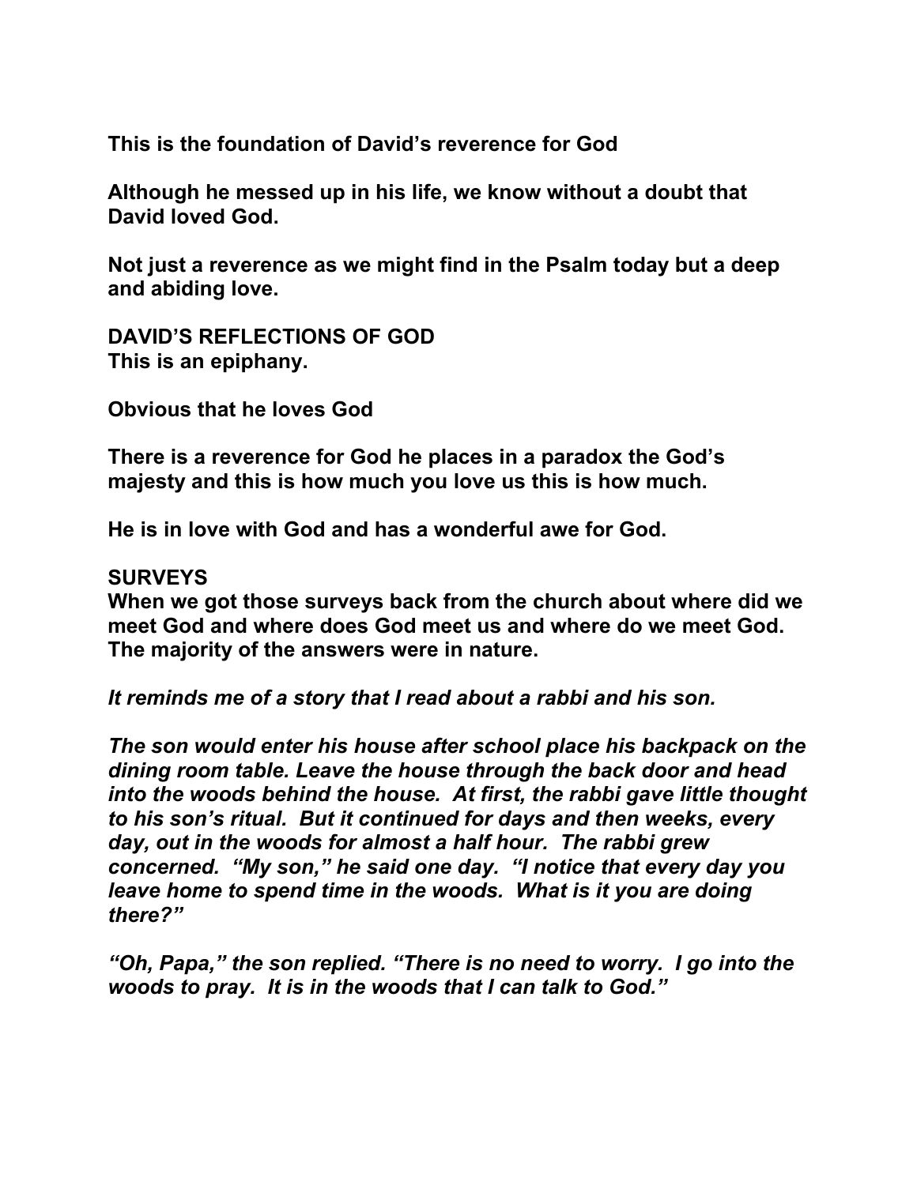**This is the foundation of David's reverence for God**

**Although he messed up in his life, we know without a doubt that David loved God.**

**Not just a reverence as we might find in the Psalm today but a deep and abiding love.**

**DAVID'S REFLECTIONS OF GOD**
**This is an epiphany.**

**Obvious that he loves God**

**There is a reverence for God he places in a paradox the God's majesty and this is how much you love us this is how much.**

**He is in love with God and has a wonderful awe for God.**

**SURVEYS**
**When we got those surveys back from the church about where did we meet God and where does God meet us and where do we meet God. The majority of the answers were in nature.**

***It reminds me of a story that I read about a rabbi and his son.***

***The son would enter his house after school place his backpack on the dining room table. Leave the house through the back door and head into the woods behind the house. At first, the rabbi gave little thought to his son's ritual. But it continued for days and then weeks, every day, out in the woods for almost a half hour. The rabbi grew concerned. "My son," he said one day. "I notice that every day you leave home to spend time in the woods. What is it you are doing there?"***

***"Oh, Papa," the son replied. "There is no need to worry. I go into the woods to pray. It is in the woods that I can talk to God."***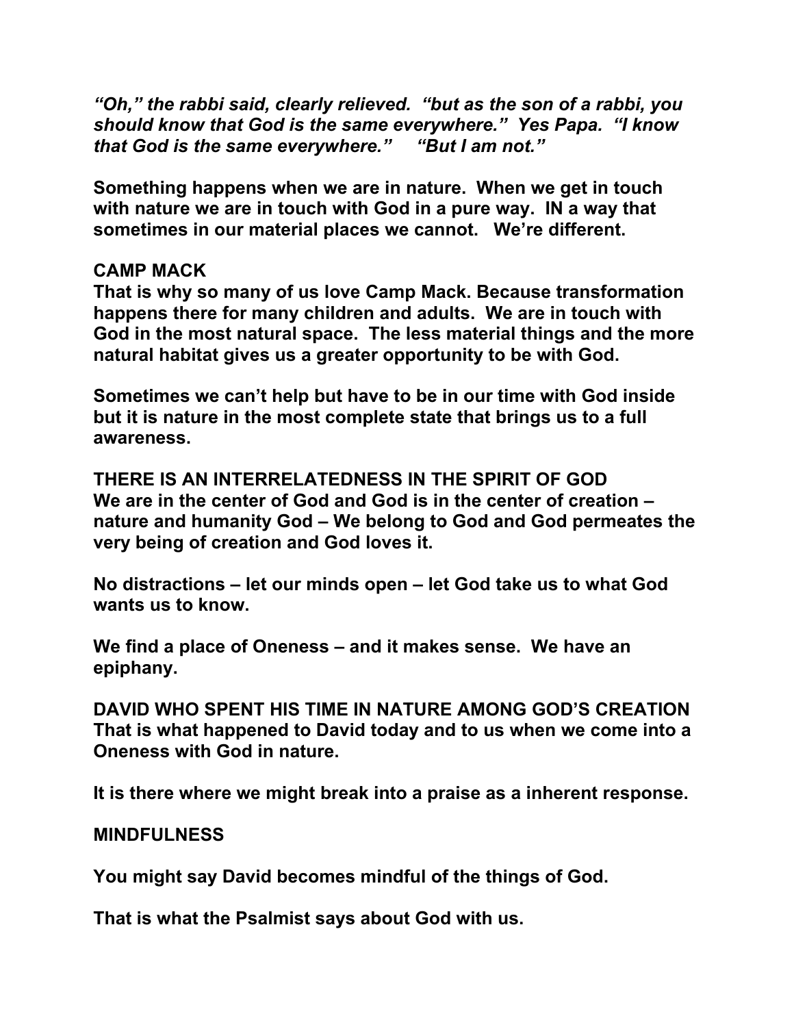***"Oh," the rabbi said, clearly relieved. "but as the son of a rabbi, you should know that God is the same everywhere." Yes Papa. "I know that God is the same everywhere." "But I am not."***

**Something happens when we are in nature. When we get in touch with nature we are in touch with God in a pure way. IN a way that sometimes in our material places we cannot. We're different.**

**CAMP MACK**
**That is why so many of us love Camp Mack. Because transformation happens there for many children and adults. We are in touch with God in the most natural space. The less material things and the more natural habitat gives us a greater opportunity to be with God.**

**Sometimes we can't help but have to be in our time with God inside but it is nature in the most complete state that brings us to a full awareness.**

**THERE IS AN INTERRELATEDNESS IN THE SPIRIT OF GOD**
**We are in the center of God and God is in the center of creation – nature and humanity God – We belong to God and God permeates the very being of creation and God loves it.**

**No distractions – let our minds open – let God take us to what God wants us to know.**

**We find a place of Oneness – and it makes sense. We have an epiphany.**

**DAVID WHO SPENT HIS TIME IN NATURE AMONG GOD'S CREATION**
**That is what happened to David today and to us when we come into a Oneness with God in nature.**

**It is there where we might break into a praise as a inherent response.**

**MINDFULNESS**

**You might say David becomes mindful of the things of God.**

**That is what the Psalmist says about God with us.**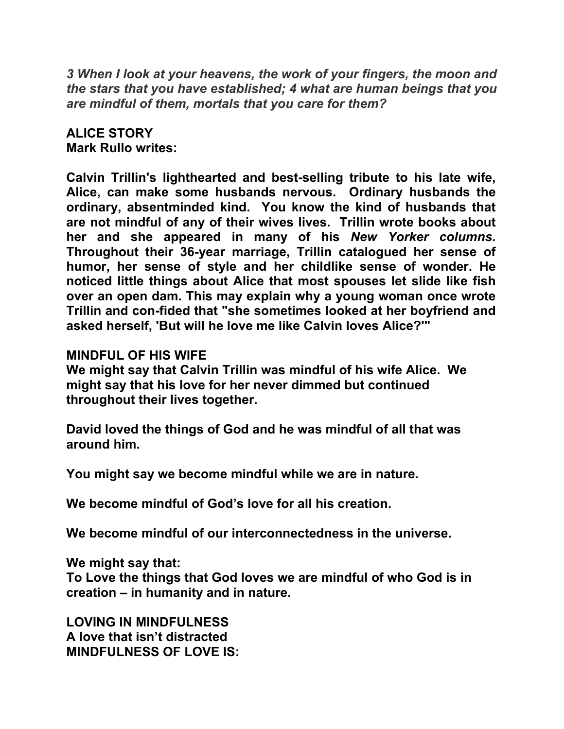***3 When I look at your heavens, the work of your fingers, the moon and the stars that you have established; 4 what are human beings that you are mindful of them, mortals that you care for them?***

**ALICE STORY**
**Mark Rullo writes:**

**Calvin Trillin's lighthearted and best-selling tribute to his late wife, Alice, can make some husbands nervous. Ordinary husbands the ordinary, absentminded kind. You know the kind of husbands that are not mindful of any of their wives lives. Trillin wrote books about her and she appeared in many of his *New Yorker columns.* Throughout their 36-year marriage, Trillin catalogued her sense of humor, her sense of style and her childlike sense of wonder. He noticed little things about Alice that most spouses let slide like fish over an open dam. This may explain why a young woman once wrote Trillin and con-fided that "she sometimes looked at her boyfriend and asked herself, 'But will he love me like Calvin loves Alice?'"**

**MINDFUL OF HIS WIFE**
**We might say that Calvin Trillin was mindful of his wife Alice. We might say that his love for her never dimmed but continued throughout their lives together.**

**David loved the things of God and he was mindful of all that was around him.**

**You might say we become mindful while we are in nature.**

**We become mindful of God's love for all his creation.**

**We become mindful of our interconnectedness in the universe.**

**We might say that:**
**To Love the things that God loves we are mindful of who God is in creation – in humanity and in nature.**

**LOVING IN MINDFULNESS**
**A love that isn't distracted**
**MINDFULNESS OF LOVE IS:**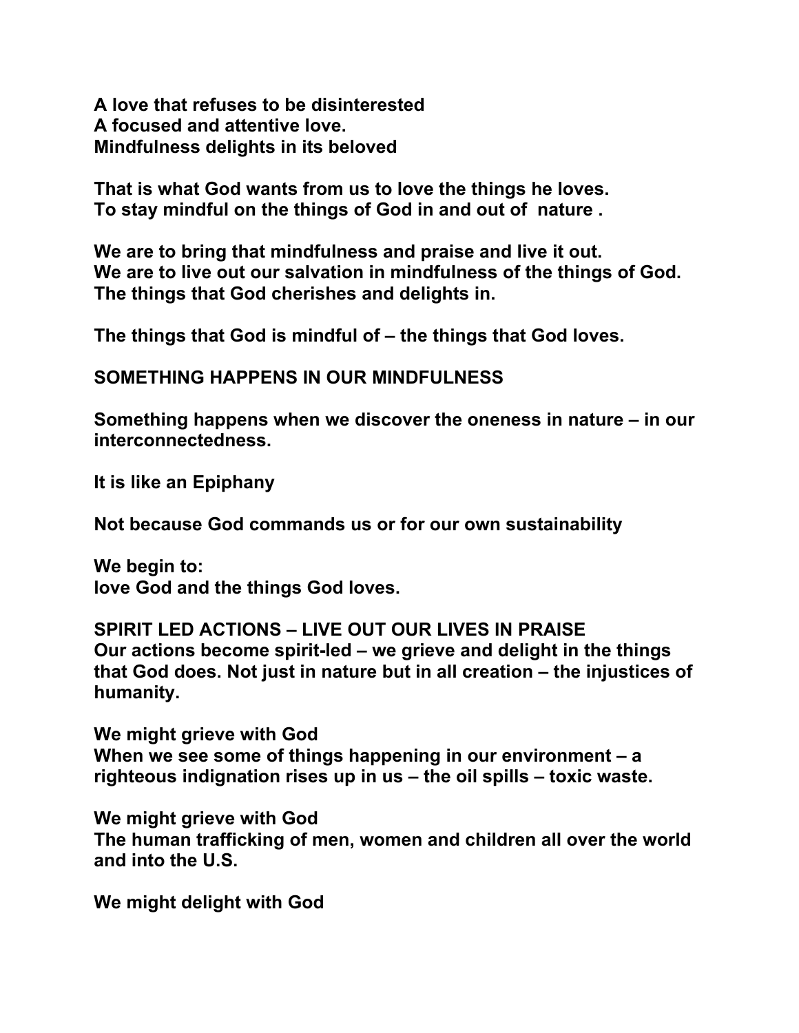**A love that refuses to be disinterested**
**A focused and attentive love.**
**Mindfulness delights in its beloved**

**That is what God wants from us to love the things he loves.**
**To stay mindful on the things of God in and out of nature .**

**We are to bring that mindfulness and praise and live it out.**
**We are to live out our salvation in mindfulness of the things of God.**
**The things that God cherishes and delights in.**

**The things that God is mindful of – the things that God loves.**

**SOMETHING HAPPENS IN OUR MINDFULNESS**

**Something happens when we discover the oneness in nature – in our interconnectedness.**

**It is like an Epiphany**

**Not because God commands us or for our own sustainability**

**We begin to:**
**love God and the things God loves.**

**SPIRIT LED ACTIONS – LIVE OUT OUR LIVES IN PRAISE**
**Our actions become spirit-led – we grieve and delight in the things that God does. Not just in nature but in all creation – the injustices of humanity.**

**We might grieve with God**
**When we see some of things happening in our environment – a righteous indignation rises up in us – the oil spills – toxic waste.**

**We might grieve with God**
**The human trafficking of men, women and children all over the world and into the U.S.**

**We might delight with God**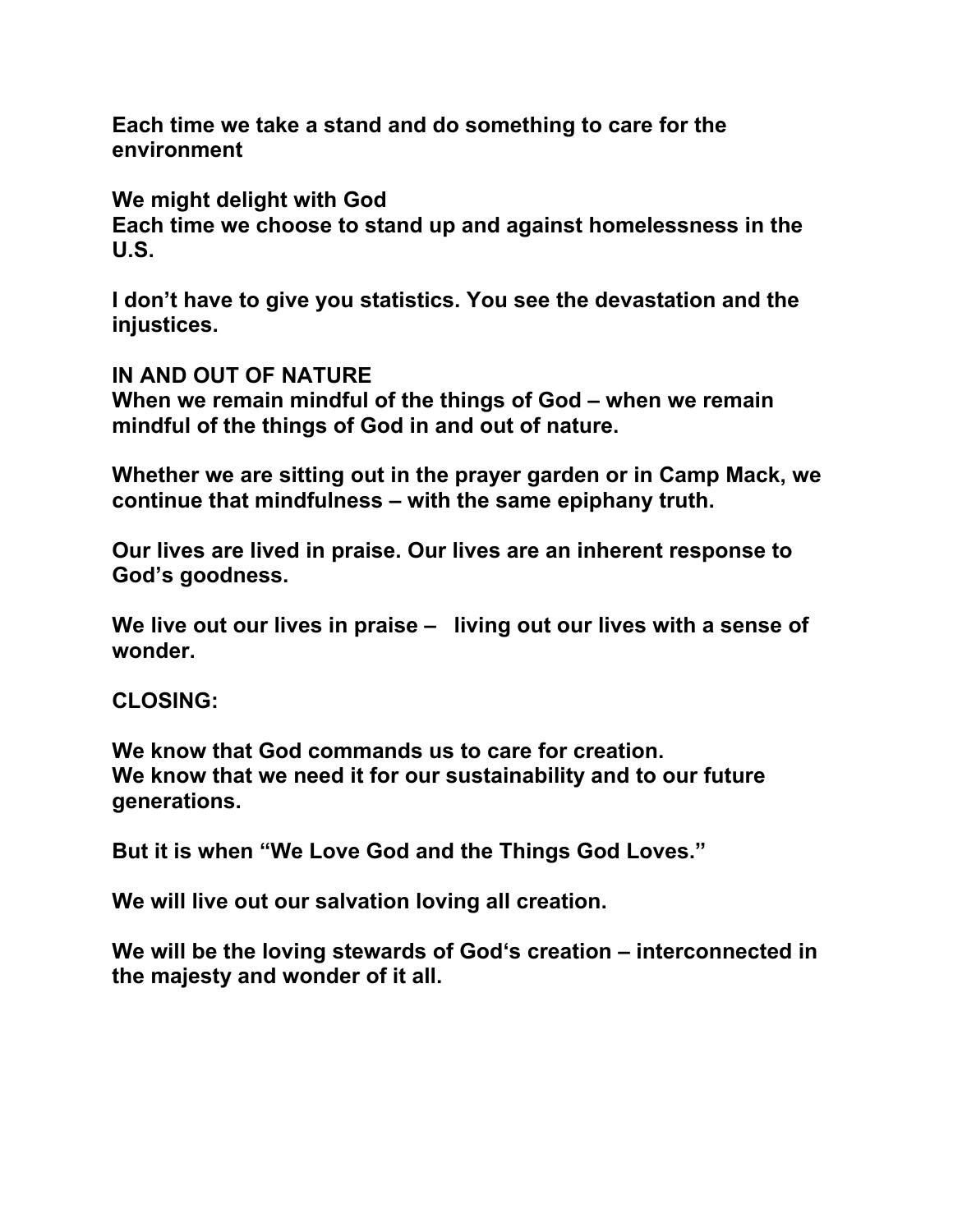**Each time we take a stand and do something to care for the environment**

**We might delight with God**
**Each time we choose to stand up and against homelessness in the U.S.**

**I don't have to give you statistics. You see the devastation and the injustices.**

**IN AND OUT OF NATURE**
**When we remain mindful of the things of God – when we remain mindful of the things of God in and out of nature.**

**Whether we are sitting out in the prayer garden or in Camp Mack, we continue that mindfulness – with the same epiphany truth.**

**Our lives are lived in praise. Our lives are an inherent response to God's goodness.**

**We live out our lives in praise – living out our lives with a sense of wonder.**

**CLOSING:**

**We know that God commands us to care for creation.**
**We know that we need it for our sustainability and to our future generations.**

**But it is when "We Love God and the Things God Loves."**

**We will live out our salvation loving all creation.**

**We will be the loving stewards of God's creation – interconnected in the majesty and wonder of it all.**